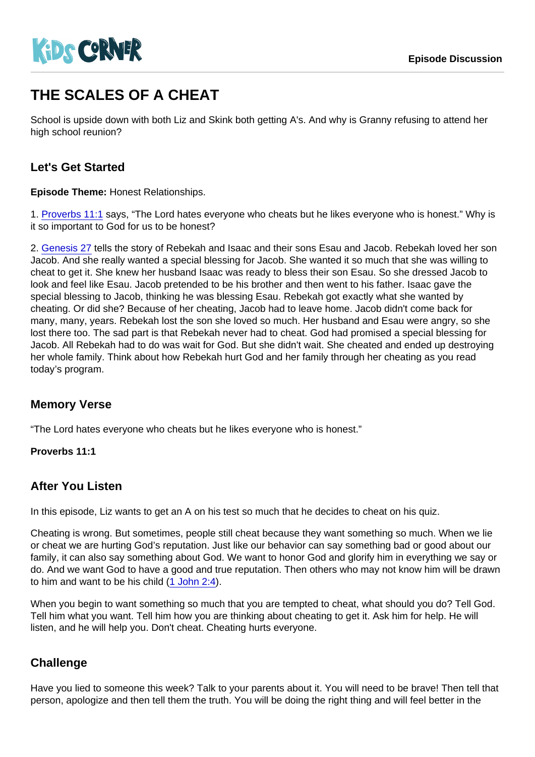Episode Discussion

# THE SCALES OF A CHEAT

School is upside down with both Liz and Skink both getting A's. And why is Granny refusing to attend her high school reunion?

## Let's Get Started

**Episode Theme:** Honest Relationships.

1. Proverbs 11:1 says, "The Lord hates everyone who cheats but he likes everyone who is honest." Why is it so important to God for us to be honest?

2. Genesis 27 tells the story of Rebekah and Isaac and their sons Esau and Jacob. Rebekah loved her son Jacob. And she really wanted a special blessing for Jacob. She wanted it so much that she was willing to cheat to get it. She knew her husband Isaac was ready to bless their son Esau. So she dressed Jacob to look and feel like Esau. Jacob pretended to be his brother and then went to his father. Isaac gave the special blessing to Jacob, thinking he was blessing Esau. Rebekah got exactly what she wanted by cheating. Or did she? Because of her cheating, Jacob had to leave home. Jacob didn't come back for many, many, years. Rebekah lost the son she loved so much. Her husband and Esau were angry, so she lost there too. The sad part is that Rebekah never had to cheat. God had promised a special blessing for Jacob. All Rebekah had to do was wait for God. But she didn't wait. She cheated and ended up destroying her whole family. Think about how Rebekah hurt God and her family through her cheating as you read today's program.

## Memory Verse

"The Lord hates everyone who cheats but he likes everyone who is honest."

**Proverbs 11:1**

## After You Listen

In this episode, Liz wants to get an A on his test so much that he decides to cheat on his quiz.

Cheating is wrong. But sometimes, people still cheat because they want something so much. When we lie or cheat we are hurting God's reputation. Just like our behavior can say something bad or good about our family, it can also say something about God. We want to honor God and glorify him in everything we say or do. And we want God to have a good and true reputation. Then others who may not know him will be drawn to him and want to be his child (1 John 2:4).

When you begin to want something so much that you are tempted to cheat, what should you do? Tell God. Tell him what you want. Tell him how you are thinking about cheating to get it. Ask him for help. He will listen, and he will help you. Don't cheat. Cheating hurts everyone.

## Challenge

Have you lied to someone this week? Talk to your parents about it. You will need to be brave! Then tell that person, apologize and then tell them the truth. You will be doing the right thing and will feel better in the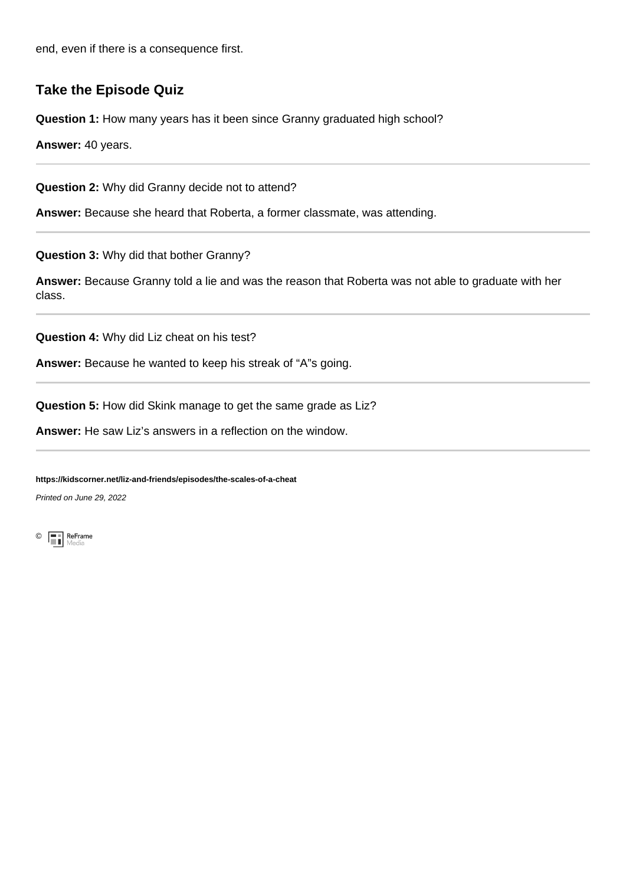end, even if there is a consequence first.

## Take the Episode Quiz

**Question 1:** How many years has it been since Granny graduated high school?

**Answer:** 40 years.

---

**Question 2:** Why did Granny decide not to attend?

**Answer:** Because she heard that Roberta, a former classmate, was attending.

---

**Question 3:** Why did that bother Granny?

**Answer:** Because Granny told a lie and was the reason that Roberta was not able to graduate with her class.

---

**Question 4:** Why did Liz cheat on his test?

**Answer:** Because he wanted to keep his streak of "A"s going.

---

**Question 5:** How did Skink manage to get the same grade as Liz?

**Answer:** He saw Liz's answers in a reflection on the window.

---

**https://kidscorner.net/liz-and-friends/episodes/the-scales-of-a-cheat**

*Printed on June 29, 2022*

© ReFrame Media